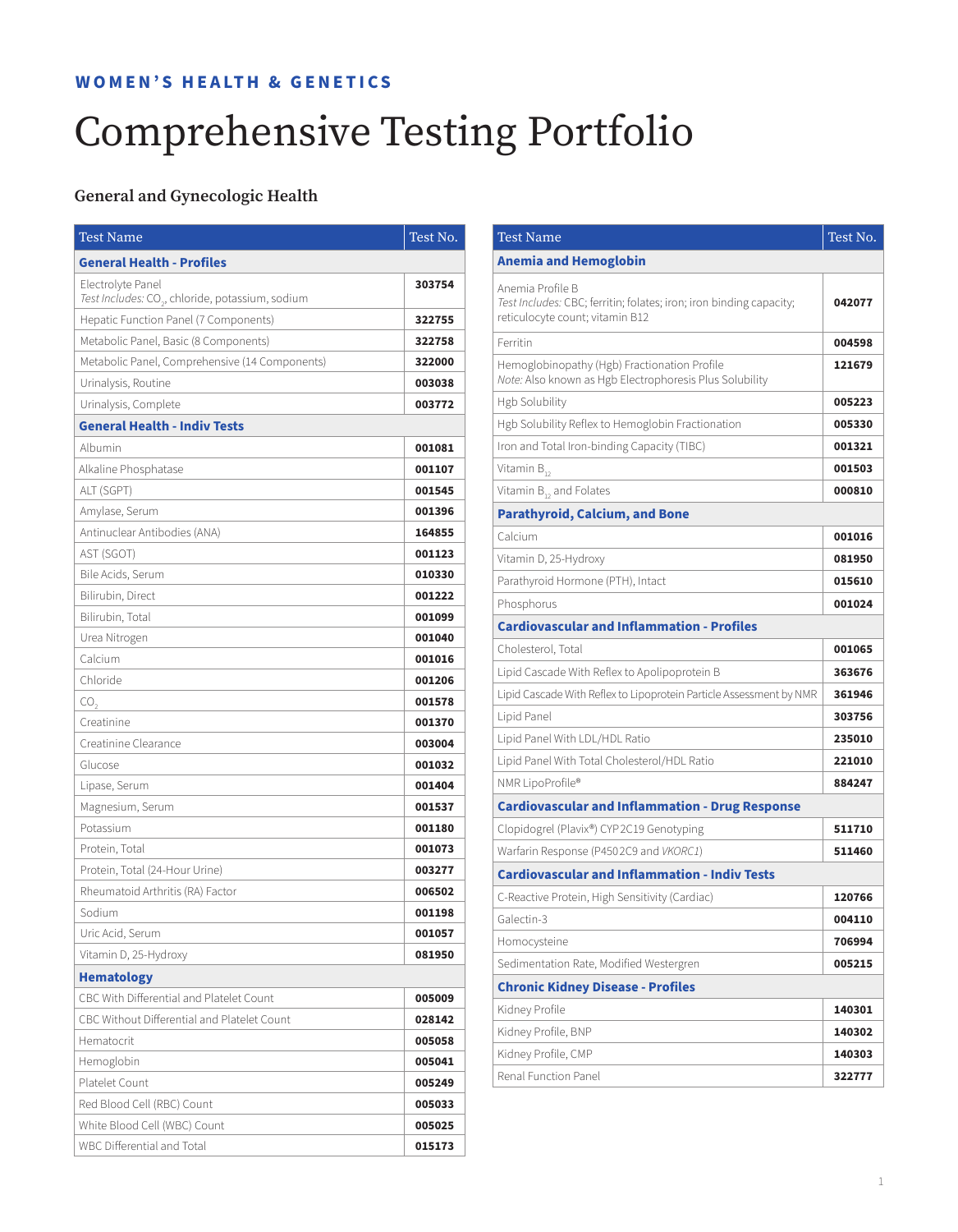WOMEN'S HEALTH & GENETICS

# Comprehensive Testing Portfolio

## General and Gynecologic Health

| Test Name | Test No. |
|---|---|
| **General Health - Profiles** | |
| Electrolyte Panel<br>*Test Includes:* $CO_2$, chloride, potassium, sodium | **303754** |
| Hepatic Function Panel (7 Components) | **322755** |
| Metabolic Panel, Basic (8 Components) | **322758** |
| Metabolic Panel, Comprehensive (14 Components) | **322000** |
| Urinalysis, Routine | **003038** |
| Urinalysis, Complete | **003772** |
| **General Health - Indiv Tests** | |
| Albumin | **001081** |
| Alkaline Phosphatase | **001107** |
| ALT (SGPT) | **001545** |
| Amylase, Serum | **001396** |
| Antinuclear Antibodies (ANA) | **164855** |
| AST (SGOT) | **001123** |
| Bile Acids, Serum | **010330** |
| Bilirubin, Direct | **001222** |
| Bilirubin, Total | **001099** |
| Urea Nitrogen | **001040** |
| Calcium | **001016** |
| Chloride | **001206** |
| $CO_2$ | **001578** |
| Creatinine | **001370** |
| Creatinine Clearance | **003004** |
| Glucose | **001032** |
| Lipase, Serum | **001404** |
| Magnesium, Serum | **001537** |
| Potassium | **001180** |
| Protein, Total | **001073** |
| Protein, Total (24-Hour Urine) | **003277** |
| Rheumatoid Arthritis (RA) Factor | **006502** |
| Sodium | **001198** |
| Uric Acid, Serum | **001057** |
| Vitamin D, 25-Hydroxy | **081950** |
| **Hematology** | |
| CBC With Differential and Platelet Count | **005009** |
| CBC Without Differential and Platelet Count | **028142** |
| Hematocrit | **005058** |
| Hemoglobin | **005041** |
| Platelet Count | **005249** |
| Red Blood Cell (RBC) Count | **005033** |
| White Blood Cell (WBC) Count | **005025** |
| WBC Differential and Total | **015173** |

| Test Name | Test No. |
|---|---|
| **Anemia and Hemoglobin** | |
| Anemia Profile B<br>*Test Includes:* CBC; ferritin; folates; iron; iron binding capacity; reticulocyte count; vitamin B12 | **042077** |
| Ferritin | **004598** |
| Hemoglobinopathy (Hgb) Fractionation Profile<br>*Note:* Also known as Hgb Electrophoresis Plus Solubility | **121679** |
| Hgb Solubility | **005223** |
| Hgb Solubility Reflex to Hemoglobin Fractionation | **005330** |
| Iron and Total Iron-binding Capacity (TIBC) | **001321** |
| Vitamin $B_{12}$ | **001503** |
| Vitamin $B_{12}$ and Folates | **000810** |
| **Parathyroid, Calcium, and Bone** | |
| Calcium | **001016** |
| Vitamin D, 25-Hydroxy | **081950** |
| Parathyroid Hormone (PTH), Intact | **015610** |
| Phosphorus | **001024** |
| **Cardiovascular and Inflammation - Profiles** | |
| Cholesterol, Total | **001065** |
| Lipid Cascade With Reflex to Apolipoprotein B | **363676** |
| Lipid Cascade With Reflex to Lipoprotein Particle Assessment by NMR | **361946** |
| Lipid Panel | **303756** |
| Lipid Panel With LDL/HDL Ratio | **235010** |
| Lipid Panel With Total Cholesterol/HDL Ratio | **221010** |
| NMR LipoProfile® | **884247** |
| **Cardiovascular and Inflammation - Drug Response** | |
| Clopidogrel (Plavix®) CYP2C19 Genotyping | **511710** |
| Warfarin Response (P450 2C9 and *VKORC1*) | **511460** |
| **Cardiovascular and Inflammation - Indiv Tests** | |
| C-Reactive Protein, High Sensitivity (Cardiac) | **120766** |
| Galectin-3 | **004110** |
| Homocysteine | **706994** |
| Sedimentation Rate, Modified Westergren | **005215** |
| **Chronic Kidney Disease - Profiles** | |
| Kidney Profile | **140301** |
| Kidney Profile, BNP | **140302** |
| Kidney Profile, CMP | **140303** |
| Renal Function Panel | **322777** |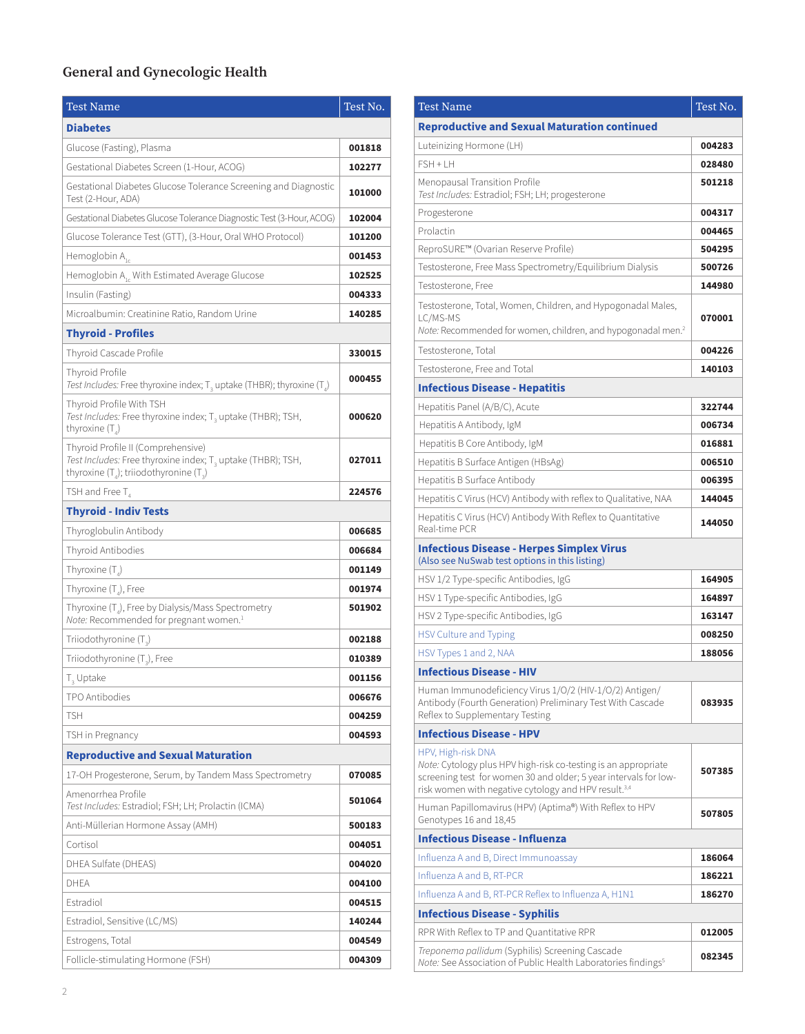## General and Gynecologic Health

| Test Name | Test No. |
|---|---|
| **Diabetes** | |
| Glucose (Fasting), Plasma | **001818** |
| Gestational Diabetes Screen (1-Hour, ACOG) | **102277** |
| Gestational Diabetes Glucose Tolerance Screening and Diagnostic Test (2-Hour, ADA) | **101000** |
| Gestational Diabetes Glucose Tolerance Diagnostic Test (3-Hour, ACOG) | **102004** |
| Glucose Tolerance Test (GTT), (3-Hour, Oral WHO Protocol) | **101200** |
| Hemoglobin $A_{1c}$ | **001453** |
| Hemoglobin $A_{1c}$ With Estimated Average Glucose | **102525** |
| Insulin (Fasting) | **004333** |
| Microalbumin: Creatinine Ratio, Random Urine | **140285** |
| **Thyroid - Profiles** | |
| Thyroid Cascade Profile | **330015** |
| Thyroid Profile<br>*Test Includes:* Free thyroxine index; $T_3$ uptake (THBR); thyroxine ($T_4$) | **000455** |
| Thyroid Profile With TSH<br>*Test Includes:* Free thyroxine index; $T_3$ uptake (THBR); TSH, thyroxine ($T_4$) | **000620** |
| Thyroid Profile II (Comprehensive)<br>*Test Includes:* Free thyroxine index; $T_3$ uptake (THBR); TSH, thyroxine ($T_4$); triiodothyronine ($T_3$) | **027011** |
| TSH and Free $T_4$ | **224576** |
| **Thyroid - Indiv Tests** | |
| Thyroglobulin Antibody | **006685** |
| Thyroid Antibodies | **006684** |
| Thyroxine ($T_4$) | **001149** |
| Thyroxine ($T_4$), Free | **001974** |
| Thyroxine ($T_4$), Free by Dialysis/Mass Spectrometry<br>*Note:* Recommended for pregnant women.[1] | **501902** |
| Triiodothyronine ($T_3$) | **002188** |
| Triiodothyronine ($T_3$), Free | **010389** |
| $T_3$ Uptake | **001156** |
| TPO Antibodies | **006676** |
| TSH | **004259** |
| TSH in Pregnancy | **004593** |
| **Reproductive and Sexual Maturation** | |
| 17-OH Progesterone, Serum, by Tandem Mass Spectrometry | **070085** |
| Amenorrhea Profile<br>*Test Includes:* Estradiol; FSH; LH; Prolactin (ICMA) | **501064** |
| Anti-Müllerian Hormone Assay (AMH) | **500183** |
| Cortisol | **004051** |
| DHEA Sulfate (DHEAS) | **004020** |
| DHEA | **004100** |
| Estradiol | **004515** |
| Estradiol, Sensitive (LC/MS) | **140244** |
| Estrogens, Total | **004549** |
| Follicle-stimulating Hormone (FSH) | **004309** |
| **Reproductive and Sexual Maturation continued** | |
| Luteinizing Hormone (LH) | **004283** |
| FSH + LH | **028480** |
| Menopausal Transition Profile<br>*Test Includes:* Estradiol; FSH; LH; progesterone | **501218** |
| Progesterone | **004317** |
| Prolactin | **004465** |
| ReproSURE™ (Ovarian Reserve Profile) | **504295** |
| Testosterone, Free Mass Spectrometry/Equilibrium Dialysis | **500726** |
| Testosterone, Free | **144980** |
| Testosterone, Total, Women, Children, and Hypogonadal Males, LC/MS-MS<br>*Note:* Recommended for women, children, and hypogonadal men.[2] | **070001** |
| Testosterone, Total | **004226** |
| Testosterone, Free and Total | **140103** |
| **Infectious Disease - Hepatitis** | |
| Hepatitis Panel (A/B/C), Acute | **322744** |
| Hepatitis A Antibody, IgM | **006734** |
| Hepatitis B Core Antibody, IgM | **016881** |
| Hepatitis B Surface Antigen (HBsAg) | **006510** |
| Hepatitis B Surface Antibody | **006395** |
| Hepatitis C Virus (HCV) Antibody with reflex to Qualitative, NAA | **144045** |
| Hepatitis C Virus (HCV) Antibody With Reflex to Quantitative Real-time PCR | **144050** |
| **Infectious Disease - Herpes Simplex Virus**<br>(Also see NuSwab test options in this listing) | |
| HSV 1/2 Type-specific Antibodies, IgG | **164905** |
| HSV 1 Type-specific Antibodies, IgG | **164897** |
| HSV 2 Type-specific Antibodies, IgG | **163147** |
| HSV Culture and Typing | **008250** |
| HSV Types 1 and 2, NAA | **188056** |
| **Infectious Disease - HIV** | |
| Human Immunodeficiency Virus 1/O/2 (HIV-1/O/2) Antigen/Antibody (Fourth Generation) Preliminary Test With Cascade Reflex to Supplementary Testing | **083935** |
| **Infectious Disease - HPV** | |
| HPV, High-risk DNA<br>*Note:* Cytology plus HPV high-risk co-testing is an appropriate screening test for women 30 and older; 5 year intervals for low-risk women with negative cytology and HPV result.[3,4] | **507385** |
| Human Papillomavirus (HPV) (Aptima®) With Reflex to HPV Genotypes 16 and 18,45 | **507805** |
| **Infectious Disease - Influenza** | |
| Influenza A and B, Direct Immunoassay | **186064** |
| Influenza A and B, RT-PCR | **186221** |
| Influenza A and B, RT-PCR Reflex to Influenza A, H1N1 | **186270** |
| **Infectious Disease - Syphilis** | |
| RPR With Reflex to TP and Quantitative RPR | **012005** |
| *Treponema pallidum* (Syphilis) Screening Cascade<br>*Note:* See Association of Public Health Laboratories findings[5] | **082345** |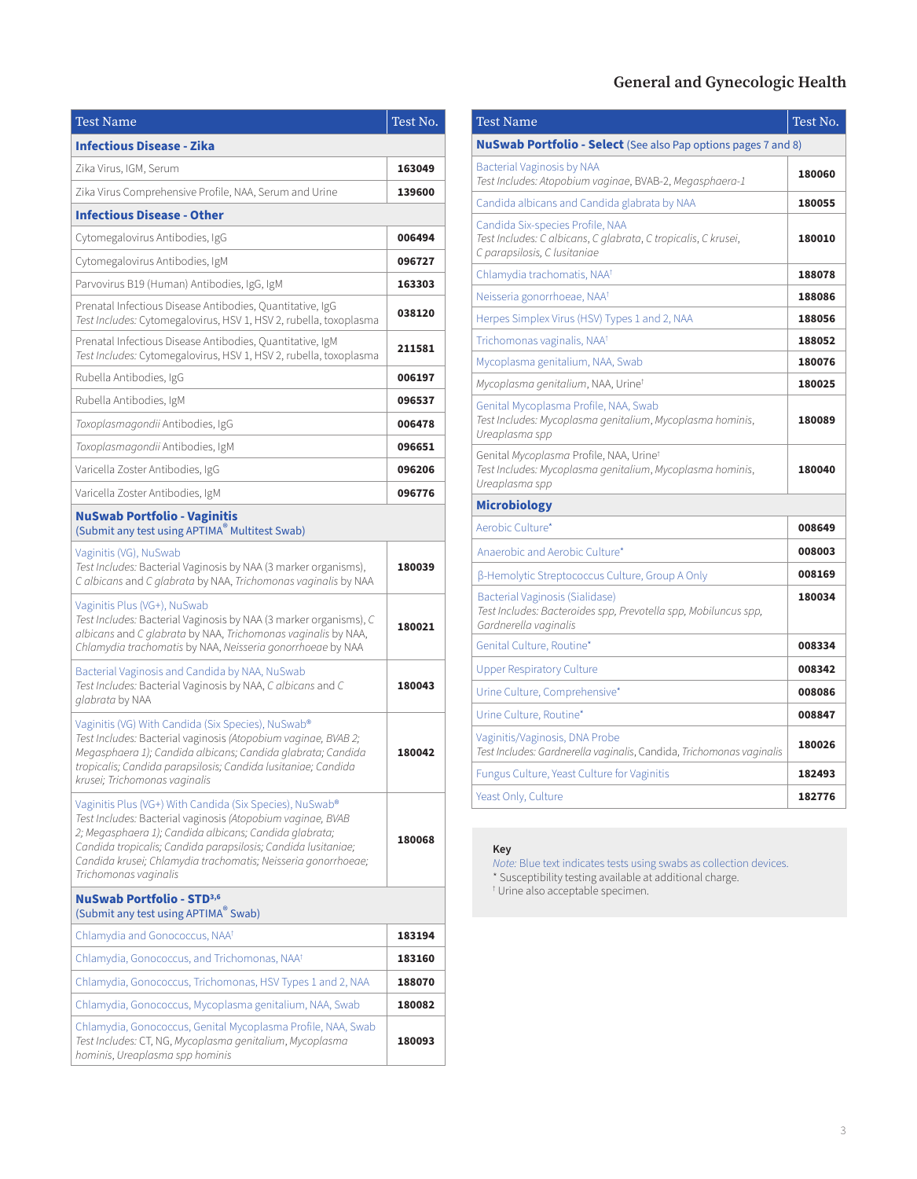## General and Gynecologic Health

| Test Name | Test No. |
|---|---|
| **Infectious Disease - Zika** | |
| Zika Virus, IGM, Serum | **163049** |
| Zika Virus Comprehensive Profile, NAA, Serum and Urine | **139600** |
| **Infectious Disease - Other** | |
| Cytomegalovirus Antibodies, IgG | **006494** |
| Cytomegalovirus Antibodies, IgM | **096727** |
| Parvovirus B19 (Human) Antibodies, IgG, IgM | **163303** |
| Prenatal Infectious Disease Antibodies, Quantitative, IgG<br>*Test Includes:* Cytomegalovirus, HSV 1, HSV 2, rubella, toxoplasma | **038120** |
| Prenatal Infectious Disease Antibodies, Quantitative, IgM<br>*Test Includes:* Cytomegalovirus, HSV 1, HSV 2, rubella, toxoplasma | **211581** |
| Rubella Antibodies, IgG | **006197** |
| Rubella Antibodies, IgM | **096537** |
| *Toxoplasmagondii* Antibodies, IgG | **006478** |
| *Toxoplasmagondii* Antibodies, IgM | **096651** |
| Varicella Zoster Antibodies, IgG | **096206** |
| Varicella Zoster Antibodies, IgM | **096776** |
| **NuSwab Portfolio - Vaginitis**<br>(Submit any test using APTIMA® Multitest Swab) | |
| Vaginitis (VG), NuSwab<br>*Test Includes:* Bacterial Vaginosis by NAA (3 marker organisms), *C albicans* and *C glabrata* by NAA, *Trichomonas vaginalis* by NAA | **180039** |
| Vaginitis Plus (VG+), NuSwab<br>*Test Includes:* Bacterial Vaginosis by NAA (3 marker organisms), *C albicans* and *C glabrata* by NAA, *Trichomonas vaginalis* by NAA, *Chlamydia trachomatis* by NAA, *Neisseria gonorrhoeae* by NAA | **180021** |
| Bacterial Vaginosis and Candida by NAA, NuSwab<br>*Test Includes:* Bacterial Vaginosis by NAA, *C albicans* and *C glabrata* by NAA | **180043** |
| Vaginitis (VG) With Candida (Six Species), NuSwab®<br>*Test Includes:* Bacterial vaginosis *(Atopobium vaginae, BVAB 2; Megasphaera 1); Candida albicans; Candida glabrata; Candida tropicalis; Candida parapsilosis; Candida lusitaniae; Candida krusei; Trichomonas vaginalis* | **180042** |
| Vaginitis Plus (VG+) With Candida (Six Species), NuSwab®<br>*Test Includes:* Bacterial vaginosis *(Atopobium vaginae, BVAB 2; Megasphaera 1); Candida albicans; Candida glabrata; Candida tropicalis; Candida parapsilosis; Candida lusitaniae; Candida krusei; Chlamydia trachomatis; Neisseria gonorrhoeae; Trichomonas vaginalis* | **180068** |
| **NuSwab Portfolio - STD[3,6]**<br>(Submit any test using APTIMA® Swab) | |
| Chlamydia and Gonococcus, NAA† | **183194** |
| Chlamydia, Gonococcus, and Trichomonas, NAA† | **183160** |
| Chlamydia, Gonococcus, Trichomonas, HSV Types 1 and 2, NAA | **188070** |
| Chlamydia, Gonococcus, Mycoplasma genitalium, NAA, Swab | **180082** |
| Chlamydia, Gonococcus, Genital Mycoplasma Profile, NAA, Swab<br>*Test Includes:* CT, NG, *Mycoplasma genitalium*, *Mycoplasma hominis*, *Ureaplasma spp hominis* | **180093** |

| Test Name | Test No. |
|---|---|
| **NuSwab Portfolio - Select** (See also Pap options pages 7 and 8) | |
| Bacterial Vaginosis by NAA<br>*Test Includes: Atopobium vaginae*, BVAB-2, *Megasphaera-1* | **180060** |
| Candida albicans and Candida glabrata by NAA | **180055** |
| Candida Six-species Profile, NAA<br>*Test Includes: C albicans, C glabrata, C tropicalis, C krusei, C parapsilosis, C lusitaniae* | **180010** |
| Chlamydia trachomatis, NAA† | **188078** |
| Neisseria gonorrhoeae, NAA† | **188086** |
| Herpes Simplex Virus (HSV) Types 1 and 2, NAA | **188056** |
| Trichomonas vaginalis, NAA† | **188052** |
| Mycoplasma genitalium, NAA, Swab | **180076** |
| *Mycoplasma genitalium*, NAA, Urine† | **180025** |
| Genital Mycoplasma Profile, NAA, Swab<br>*Test Includes: Mycoplasma genitalium*, *Mycoplasma hominis*, *Ureaplasma spp* | **180089** |
| Genital *Mycoplasma* Profile, NAA, Urine†<br>*Test Includes: Mycoplasma genitalium*, *Mycoplasma hominis*, *Ureaplasma spp* | **180040** |
| **Microbiology** | |
| Aerobic Culture* | **008649** |
| Anaerobic and Aerobic Culture* | **008003** |
| β-Hemolytic Streptococcus Culture, Group A Only | **008169** |
| Bacterial Vaginosis (Sialidase)<br>*Test Includes: Bacteroides spp, Prevotella spp, Mobiluncus spp, Gardnerella vaginalis* | **180034** |
| Genital Culture, Routine* | **008334** |
| Upper Respiratory Culture | **008342** |
| Urine Culture, Comprehensive* | **008086** |
| Urine Culture, Routine* | **008847** |
| Vaginitis/Vaginosis, DNA Probe<br>*Test Includes: Gardnerella vaginalis*, Candida, *Trichomonas vaginalis* | **180026** |
| Fungus Culture, Yeast Culture for Vaginitis | **182493** |
| Yeast Only, Culture | **182776** |

**Key**

*Note:* Blue text indicates tests using swabs as collection devices.

\* Susceptibility testing available at additional charge.

† Urine also acceptable specimen.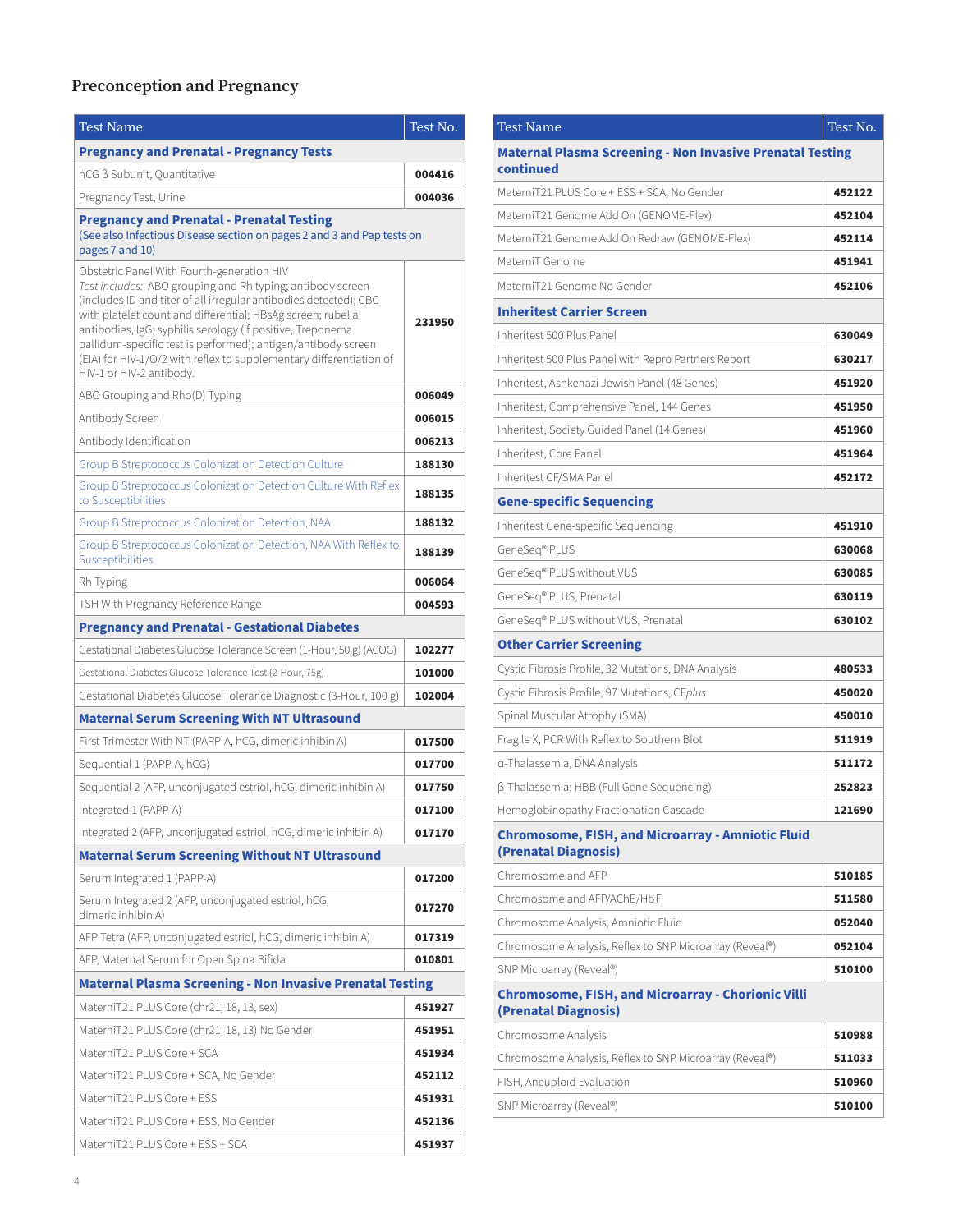## Preconception and Pregnancy

| Test Name | Test No. |
|---|---|
| **Pregnancy and Prenatal - Pregnancy Tests** | |
| hCG β Subunit, Quantitative | **004416** |
| Pregnancy Test, Urine | **004036** |
| **Pregnancy and Prenatal - Prenatal Testing** (See also Infectious Disease section on pages 2 and 3 and Pap tests on pages 7 and 10) | |
| Obstetric Panel With Fourth-generation HIV *Test includes:* ABO grouping and Rh typing; antibody screen (includes ID and titer of all irregular antibodies detected); CBC with platelet count and differential; HBsAg screen; rubella antibodies, IgG; syphilis serology (if positive, Treponema pallidum-specific test is performed); antigen/antibody screen (EIA) for HIV-1/O/2 with reflex to supplementary differentiation of HIV-1 or HIV-2 antibody. | **231950** |
| ABO Grouping and Rho(D) Typing | **006049** |
| Antibody Screen | **006015** |
| Antibody Identification | **006213** |
| Group B Streptococcus Colonization Detection Culture | **188130** |
| Group B Streptococcus Colonization Detection Culture With Reflex to Susceptibilities | **188135** |
| Group B Streptococcus Colonization Detection, NAA | **188132** |
| Group B Streptococcus Colonization Detection, NAA With Reflex to Susceptibilities | **188139** |
| Rh Typing | **006064** |
| TSH With Pregnancy Reference Range | **004593** |
| **Pregnancy and Prenatal - Gestational Diabetes** | |
| Gestational Diabetes Glucose Tolerance Screen (1-Hour, 50 g) (ACOG) | **102277** |
| Gestational Diabetes Glucose Tolerance Test (2-Hour, 75g) | **101000** |
| Gestational Diabetes Glucose Tolerance Diagnostic (3-Hour, 100 g) | **102004** |
| **Maternal Serum Screening With NT Ultrasound** | |
| First Trimester With NT (PAPP-A, hCG, dimeric inhibin A) | **017500** |
| Sequential 1 (PAPP-A, hCG) | **017700** |
| Sequential 2 (AFP, unconjugated estriol, hCG, dimeric inhibin A) | **017750** |
| Integrated 1 (PAPP-A) | **017100** |
| Integrated 2 (AFP, unconjugated estriol, hCG, dimeric inhibin A) | **017170** |
| **Maternal Serum Screening Without NT Ultrasound** | |
| Serum Integrated 1 (PAPP-A) | **017200** |
| Serum Integrated 2 (AFP, unconjugated estriol, hCG, dimeric inhibin A) | **017270** |
| AFP Tetra (AFP, unconjugated estriol, hCG, dimeric inhibin A) | **017319** |
| AFP, Maternal Serum for Open Spina Bifida | **010801** |
| **Maternal Plasma Screening - Non Invasive Prenatal Testing** | |
| MaterniT21 PLUS Core (chr21, 18, 13, sex) | **451927** |
| MaterniT21 PLUS Core (chr21, 18, 13) No Gender | **451951** |
| MaterniT21 PLUS Core + SCA | **451934** |
| MaterniT21 PLUS Core + SCA, No Gender | **452112** |
| MaterniT21 PLUS Core + ESS | **451931** |
| MaterniT21 PLUS Core + ESS, No Gender | **452136** |
| MaterniT21 PLUS Core + ESS + SCA | **451937** |

| Test Name | Test No. |
|---|---|
| **Maternal Plasma Screening - Non Invasive Prenatal Testing continued** | |
| MaterniT21 PLUS Core + ESS + SCA, No Gender | **452122** |
| MaterniT21 Genome Add On (GENOME-Flex) | **452104** |
| MaterniT21 Genome Add On Redraw (GENOME-Flex) | **452114** |
| MaterniT Genome | **451941** |
| MaterniT21 Genome No Gender | **452106** |
| **Inheritest Carrier Screen** | |
| Inheritest 500 Plus Panel | **630049** |
| Inheritest 500 Plus Panel with Repro Partners Report | **630217** |
| Inheritest, Ashkenazi Jewish Panel (48 Genes) | **451920** |
| Inheritest, Comprehensive Panel, 144 Genes | **451950** |
| Inheritest, Society Guided Panel (14 Genes) | **451960** |
| Inheritest, Core Panel | **451964** |
| Inheritest CF/SMA Panel | **452172** |
| **Gene-specific Sequencing** | |
| Inheritest Gene-specific Sequencing | **451910** |
| GeneSeq® PLUS | **630068** |
| GeneSeq® PLUS without VUS | **630085** |
| GeneSeq® PLUS, Prenatal | **630119** |
| GeneSeq® PLUS without VUS, Prenatal | **630102** |
| **Other Carrier Screening** | |
| Cystic Fibrosis Profile, 32 Mutations, DNA Analysis | **480533** |
| Cystic Fibrosis Profile, 97 Mutations, CF*plus* | **450020** |
| Spinal Muscular Atrophy (SMA) | **450010** |
| Fragile X, PCR With Reflex to Southern Blot | **511919** |
| α-Thalassemia, DNA Analysis | **511172** |
| β-Thalassemia: HBB (Full Gene Sequencing) | **252823** |
| Hemoglobinopathy Fractionation Cascade | **121690** |
| **Chromosome, FISH, and Microarray - Amniotic Fluid (Prenatal Diagnosis)** | |
| Chromosome and AFP | **510185** |
| Chromosome and AFP/AChE/Hb F | **511580** |
| Chromosome Analysis, Amniotic Fluid | **052040** |
| Chromosome Analysis, Reflex to SNP Microarray (Reveal®) | **052104** |
| SNP Microarray (Reveal®) | **510100** |
| **Chromosome, FISH, and Microarray - Chorionic Villi (Prenatal Diagnosis)** | |
| Chromosome Analysis | **510988** |
| Chromosome Analysis, Reflex to SNP Microarray (Reveal®) | **511033** |
| FISH, Aneuploid Evaluation | **510960** |
| SNP Microarray (Reveal®) | **510100** |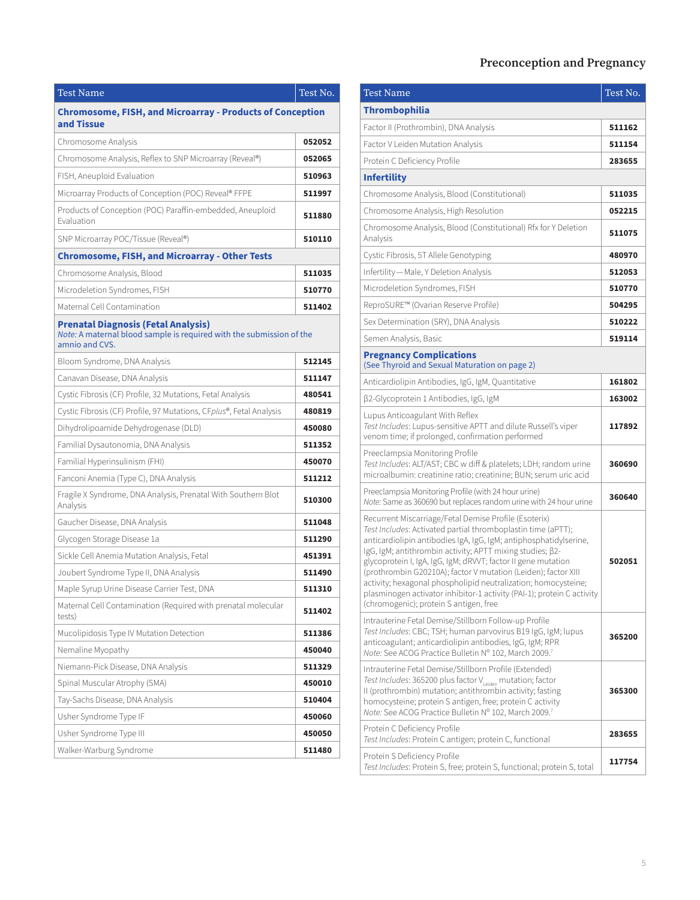## Preconception and Pregnancy

| Test Name | Test No. |
|---|---|
| **Chromosome, FISH, and Microarray - Products of Conception and Tissue** | |
| Chromosome Analysis | **052052** |
| Chromosome Analysis, Reflex to SNP Microarray (Reveal®) | **052065** |
| FISH, Aneuploid Evaluation | **510963** |
| Microarray Products of Conception (POC) Reveal® FFPE | **511997** |
| Products of Conception (POC) Paraffin-embedded, Aneuploid Evaluation | **511880** |
| SNP Microarray POC/Tissue (Reveal®) | **510110** |
| **Chromosome, FISH, and Microarray - Other Tests** | |
| Chromosome Analysis, Blood | **511035** |
| Microdeletion Syndromes, FISH | **510770** |
| Maternal Cell Contamination | **511402** |
| **Prenatal Diagnosis (Fetal Analysis)** *Note:* A maternal blood sample is required with the submission of the amnio and CVS. | |
| Bloom Syndrome, DNA Analysis | **512145** |
| Canavan Disease, DNA Analysis | **511147** |
| Cystic Fibrosis (CF) Profile, 32 Mutations, Fetal Analysis | **480541** |
| Cystic Fibrosis (CF) Profile, 97 Mutations, CF*plus*®, Fetal Analysis | **480819** |
| Dihydrolipoamide Dehydrogenase (DLD) | **450080** |
| Familial Dysautonomia, DNA Analysis | **511352** |
| Familial Hyperinsulinism (FHI) | **450070** |
| Fanconi Anemia (Type C), DNA Analysis | **511212** |
| Fragile X Syndrome, DNA Analysis, Prenatal With Southern Blot Analysis | **510300** |
| Gaucher Disease, DNA Analysis | **511048** |
| Glycogen Storage Disease 1a | **511290** |
| Sickle Cell Anemia Mutation Analysis, Fetal | **451391** |
| Joubert Syndrome Type II, DNA Analysis | **511490** |
| Maple Syrup Urine Disease Carrier Test, DNA | **511310** |
| Maternal Cell Contamination (Required with prenatal molecular tests) | **511402** |
| Mucolipidosis Type IV Mutation Detection | **511386** |
| Nemaline Myopathy | **450040** |
| Niemann-Pick Disease, DNA Analysis | **511329** |
| Spinal Muscular Atrophy (SMA) | **450010** |
| Tay-Sachs Disease, DNA Analysis | **510404** |
| Usher Syndrome Type IF | **450060** |
| Usher Syndrome Type III | **450050** |
| Walker-Warburg Syndrome | **511480** |

| Test Name | Test No. |
|---|---|
| **Thrombophilia** | |
| Factor II (Prothrombin), DNA Analysis | **511162** |
| Factor V Leiden Mutation Analysis | **511154** |
| Protein C Deficiency Profile | **283655** |
| **Infertility** | |
| Chromosome Analysis, Blood (Constitutional) | **511035** |
| Chromosome Analysis, High Resolution | **052215** |
| Chromosome Analysis, Blood (Constitutional) Rfx for Y Deletion Analysis | **511075** |
| Cystic Fibrosis, 5T Allele Genotyping | **480970** |
| Infertility—Male, Y Deletion Analysis | **512053** |
| Microdeletion Syndromes, FISH | **510770** |
| ReproSURE™ (Ovarian Reserve Profile) | **504295** |
| Sex Determination (SRY), DNA Analysis | **510222** |
| Semen Analysis, Basic | **519114** |
| **Pregnancy Complications** (See Thyroid and Sexual Maturation on page 2) | |
| Anticardiolipin Antibodies, IgG, IgM, Quantitative | **161802** |
| β2-Glycoprotein 1 Antibodies, IgG, IgM | **163002** |
| Lupus Anticoagulant With Reflex *Test Includes*: Lupus-sensitive APTT and dilute Russell's viper venom time; if prolonged, confirmation performed | **117892** |
| Preeclampsia Monitoring Profile *Test Includes*: ALT/AST; CBC w diff & platelets; LDH; random urine microalbumin: creatinine ratio; creatinine; BUN; serum uric acid | **360690** |
| Preeclampsia Monitoring Profile (with 24 hour urine) *Note:* Same as 360690 but replaces random urine with 24 hour urine | **360640** |
| Recurrent Miscarriage/Fetal Demise Profile (Esoterix) *Test Includes*: Activated partial thromboplastin time (aPTT); anticardiolipin antibodies IgA, IgG, IgM; antiphosphatidylserine, IgG, IgM; antithrombin activity; APTT mixing studies; β2-glycoprotein I, IgA, IgG, IgM; dRVVT; factor II gene mutation (prothrombin G20210A); factor V mutation (Leiden); factor XIII activity; hexagonal phospholipid neutralization; homocysteine; plasminogen activator inhibitor-1 activity (PAI-1); protein C activity (chromogenic); protein S antigen, free | **502051** |
| Intrauterine Fetal Demise/Stillborn Follow-up Profile *Test Includes*: CBC; TSH; human parvovirus B19 IgG, IgM; lupus anticoagulant; anticardiolipin antibodies, IgG, IgM; RPR *Note:* See ACOG Practice Bulletin N° 102, March 2009.[7] | **365200** |
| Intrauterine Fetal Demise/Stillborn Profile (Extended) *Test Includes*: 365200 plus factor $V_{Leiden}$ mutation; factor II (prothrombin) mutation; antithrombin activity; fasting homocysteine; protein S antigen, free; protein C activity *Note:* See ACOG Practice Bulletin N° 102, March 2009.[7] | **365300** |
| Protein C Deficiency Profile *Test Includes*: Protein C antigen; protein C, functional | **283655** |
| Protein S Deficiency Profile *Test Includes*: Protein S, free; protein S, functional; protein S, total | **117754** |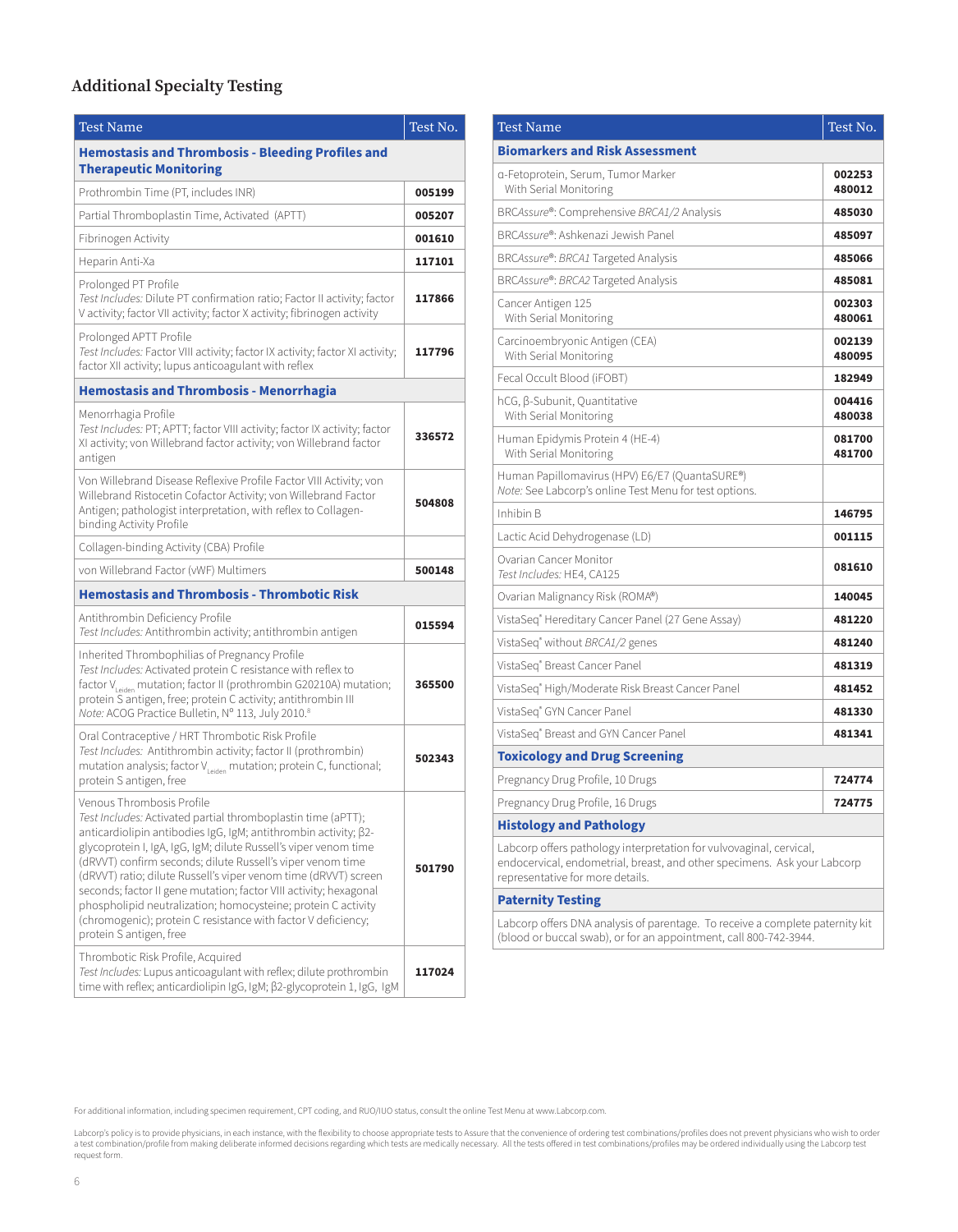## Additional Specialty Testing

| Test Name | Test No. |
|---|---|
| **Hemostasis and Thrombosis - Bleeding Profiles and Therapeutic Monitoring** | |
| Prothrombin Time (PT, includes INR) | **005199** |
| Partial Thromboplastin Time, Activated (APTT) | **005207** |
| Fibrinogen Activity | **001610** |
| Heparin Anti-Xa | **117101** |
| Prolonged PT Profile<br>*Test Includes:* Dilute PT confirmation ratio; Factor II activity; factor V activity; factor VII activity; factor X activity; fibrinogen activity | **117866** |
| Prolonged APTT Profile<br>*Test Includes:* Factor VIII activity; factor IX activity; factor XI activity; factor XII activity; lupus anticoagulant with reflex | **117796** |
| **Hemostasis and Thrombosis - Menorrhagia** | |
| Menorrhagia Profile<br>*Test Includes:* PT; APTT; factor VIII activity; factor IX activity; factor XI activity; von Willebrand factor activity; von Willebrand factor antigen | **336572** |
| Von Willebrand Disease Reflexive Profile Factor VIII Activity; von Willebrand Ristocetin Cofactor Activity; von Willebrand Factor Antigen; pathologist interpretation, with reflex to Collagen-binding Activity Profile | **504808** |
| Collagen-binding Activity (CBA) Profile | |
| von Willebrand Factor (vWF) Multimers | **500148** |
| **Hemostasis and Thrombosis - Thrombotic Risk** | |
| Antithrombin Deficiency Profile<br>*Test Includes:* Antithrombin activity; antithrombin antigen | **015594** |
| Inherited Thrombophilias of Pregnancy Profile<br>*Test Includes:* Activated protein C resistance with reflex to factor $V_{Leiden}$ mutation; factor II (prothrombin G20210A) mutation; protein S antigen, free; protein C activity; antithrombin III<br>*Note:* ACOG Practice Bulletin, N° 113, July 2010.[8] | **365500** |
| Oral Contraceptive / HRT Thrombotic Risk Profile<br>*Test Includes:* Antithrombin activity; factor II (prothrombin) mutation analysis; factor $V_{Leiden}$ mutation; protein C, functional; protein S antigen, free | **502343** |
| Venous Thrombosis Profile<br>*Test Includes:* Activated partial thromboplastin time (aPTT); anticardiolipin antibodies IgG, IgM; antithrombin activity; β2-glycoprotein I, IgA, IgG, IgM; dilute Russell's viper venom time (dRVVT) confirm seconds; dilute Russell's viper venom time (dRVVT) ratio; dilute Russell's viper venom time (dRVVT) screen seconds; factor II gene mutation; factor VIII activity; hexagonal phospholipid neutralization; homocysteine; protein C activity (chromogenic); protein C resistance with factor V deficiency; protein S antigen, free | **501790** |
| Thrombotic Risk Profile, Acquired<br>*Test Includes:* Lupus anticoagulant with reflex; dilute prothrombin time with reflex; anticardiolipin IgG, IgM; β2-glycoprotein 1, IgG, IgM | **117024** |

| Test Name | Test No. |
|---|---|
| **Biomarkers and Risk Assessment** | |
| α-Fetoprotein, Serum, Tumor Marker<br>With Serial Monitoring | **002253**<br>**480012** |
| BRC*Assure*®: Comprehensive *BRCA1/2* Analysis | **485030** |
| BRC*Assure*®: Ashkenazi Jewish Panel | **485097** |
| BRC*Assure*®: *BRCA1* Targeted Analysis | **485066** |
| BRC*Assure*®: *BRCA2* Targeted Analysis | **485081** |
| Cancer Antigen 125<br>With Serial Monitoring | **002303**<br>**480061** |
| Carcinoembryonic Antigen (CEA)<br>With Serial Monitoring | **002139**<br>**480095** |
| Fecal Occult Blood (iFOBT) | **182949** |
| hCG, β-Subunit, Quantitative<br>With Serial Monitoring | **004416**<br>**480038** |
| Human Epidymis Protein 4 (HE-4)<br>With Serial Monitoring | **081700**<br>**481700** |
| Human Papillomavirus (HPV) E6/E7 (QuantaSURE®)<br>*Note:* See Labcorp's online Test Menu for test options. | |
| Inhibin B | **146795** |
| Lactic Acid Dehydrogenase (LD) | **001115** |
| Ovarian Cancer Monitor<br>*Test Includes:* HE4, CA125 | **081610** |
| Ovarian Malignancy Risk (ROMA®) | **140045** |
| VistaSeq® Hereditary Cancer Panel (27 Gene Assay) | **481220** |
| VistaSeq® without *BRCA1/2* genes | **481240** |
| VistaSeq® Breast Cancer Panel | **481319** |
| VistaSeq® High/Moderate Risk Breast Cancer Panel | **481452** |
| VistaSeq® GYN Cancer Panel | **481330** |
| VistaSeq® Breast and GYN Cancer Panel | **481341** |
| **Toxicology and Drug Screening** | |
| Pregnancy Drug Profile, 10 Drugs | **724774** |
| Pregnancy Drug Profile, 16 Drugs | **724775** |
| **Histology and Pathology** | |
| Labcorp offers pathology interpretation for vulvovaginal, cervical, endocervical, endometrial, breast, and other specimens. Ask your Labcorp representative for more details. | |
| **Paternity Testing** | |
| Labcorp offers DNA analysis of parentage. To receive a complete paternity kit (blood or buccal swab), or for an appointment, call 800-742-3944. | |

For additional information, including specimen requirement, CPT coding, and RUO/IUO status, consult the online Test Menu at www.Labcorp.com.

Labcorp's policy is to provide physicians, in each instance, with the flexibility to choose appropriate tests to Assure that the convenience of ordering test combinations/profiles does not prevent physicians who wish to order a test combination/profile from making deliberate informed decisions regarding which tests are medically necessary. All the tests offered in test combinations/profiles may be ordered individually using the Labcorp test request form.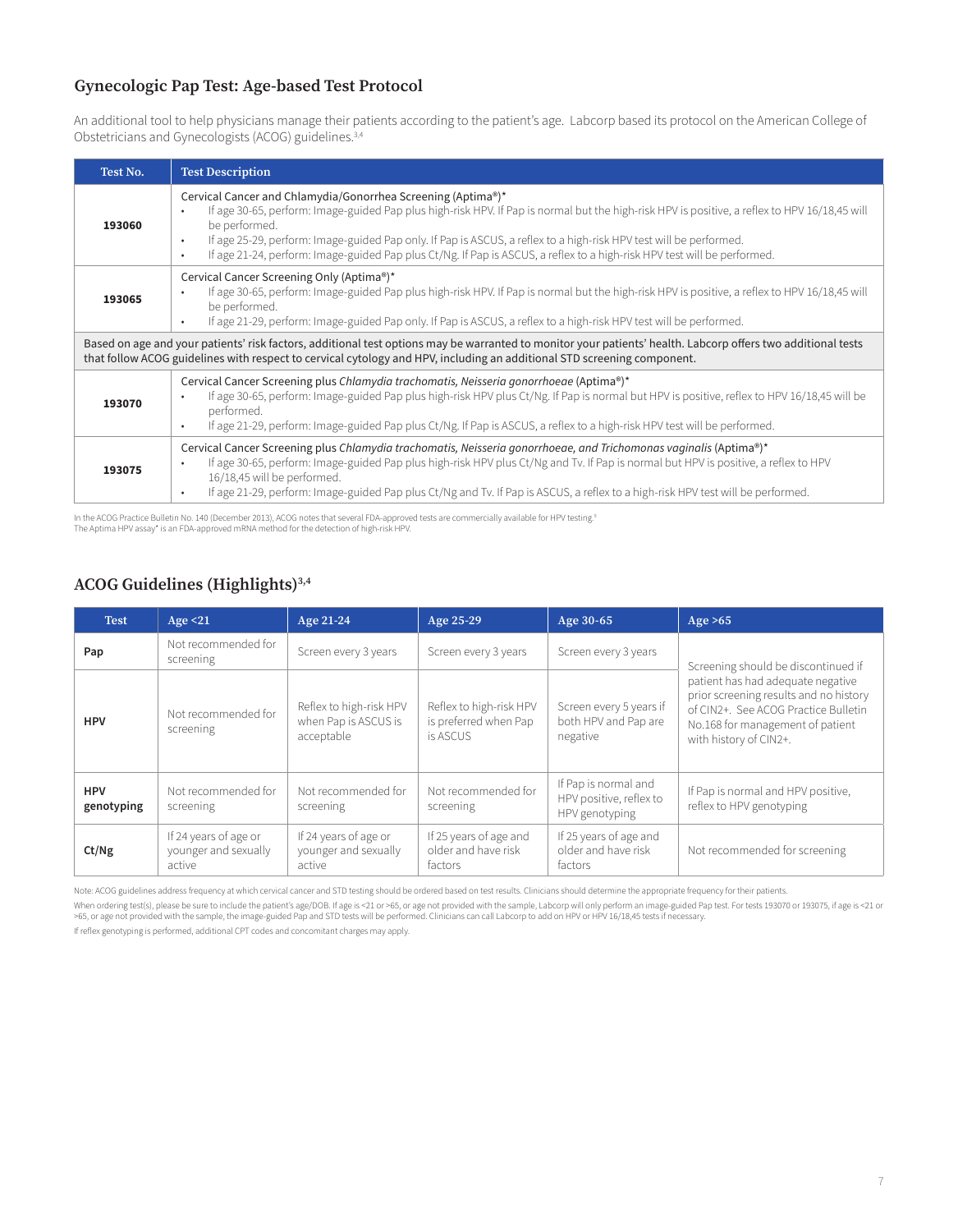## Gynecologic Pap Test: Age-based Test Protocol

An additional tool to help physicians manage their patients according to the patient's age. Labcorp based its protocol on the American College of Obstetricians and Gynecologists (ACOG) guidelines.[3,4]

| Test No. | Test Description |
|---|---|
| **193060** | Cervical Cancer and Chlamydia/Gonorrhea Screening (Aptima®)*<br>• If age 30-65, perform: Image-guided Pap plus high-risk HPV. If Pap is normal but the high-risk HPV is positive, a reflex to HPV 16/18,45 will be performed.<br>• If age 25-29, perform: Image-guided Pap only. If Pap is ASCUS, a reflex to a high-risk HPV test will be performed.<br>• If age 21-24, perform: Image-guided Pap plus Ct/Ng. If Pap is ASCUS, a reflex to a high-risk HPV test will be performed. |
| **193065** | Cervical Cancer Screening Only (Aptima®)*<br>• If age 30-65, perform: Image-guided Pap plus high-risk HPV. If Pap is normal but the high-risk HPV is positive, a reflex to HPV 16/18,45 will be performed.<br>• If age 21-29, perform: Image-guided Pap only. If Pap is ASCUS, a reflex to a high-risk HPV test will be performed. |
| Based on age and your patients' risk factors, additional test options may be warranted to monitor your patients' health. Labcorp offers two additional tests that follow ACOG guidelines with respect to cervical cytology and HPV, including an additional STD screening component. | |
| **193070** | Cervical Cancer Screening plus *Chlamydia trachomatis, Neisseria gonorrhoeae* (Aptima®)*<br>• If age 30-65, perform: Image-guided Pap plus high-risk HPV plus Ct/Ng. If Pap is normal but HPV is positive, reflex to HPV 16/18,45 will be performed.<br>• If age 21-29, perform: Image-guided Pap plus Ct/Ng. If Pap is ASCUS, a reflex to a high-risk HPV test will be performed. |
| **193075** | Cervical Cancer Screening plus *Chlamydia trachomatis, Neisseria gonorrhoeae, and Trichomonas vaginalis* (Aptima®)*<br>• If age 30-65, perform: Image-guided Pap plus high-risk HPV plus Ct/Ng and Tv. If Pap is normal but HPV is positive, a reflex to HPV 16/18,45 will be performed.<br>• If age 21-29, perform: Image-guided Pap plus Ct/Ng and Tv. If Pap is ASCUS, a reflex to a high-risk HPV test will be performed. |

In the ACOG Practice Bulletin No. 140 (December 2013), ACOG notes that several FDA-approved tests are commercially available for HPV testing.[3]
The Aptima HPV assay* is an FDA-approved mRNA method for the detection of high-risk HPV.

## ACOG Guidelines (Highlights)[3,4]

| Test | Age <21 | Age 21-24 | Age 25-29 | Age 30-65 | Age >65 |
|---|---|---|---|---|---|
| **Pap** | Not recommended for screening | Screen every 3 years | Screen every 3 years | Screen every 3 years | Screening should be discontinued if patient has had adequate negative prior screening results and no history of CIN2+. See ACOG Practice Bulletin No.168 for management of patient with history of CIN2+. |
| **HPV** | Not recommended for screening | Reflex to high-risk HPV when Pap is ASCUS is acceptable | Reflex to high-risk HPV is preferred when Pap is ASCUS | Screen every 5 years if both HPV and Pap are negative | |
| **HPV genotyping** | Not recommended for screening | Not recommended for screening | Not recommended for screening | If Pap is normal and HPV positive, reflex to HPV genotyping | If Pap is normal and HPV positive, reflex to HPV genotyping |
| **Ct/Ng** | If 24 years of age or younger and sexually active | If 24 years of age or younger and sexually active | If 25 years of age and older and have risk factors | If 25 years of age and older and have risk factors | Not recommended for screening |

Note: ACOG guidelines address frequency at which cervical cancer and STD testing should be ordered based on test results. Clinicians should determine the appropriate frequency for their patients.

When ordering test(s), please be sure to include the patient's age/DOB. If age is <21 or >65, or age not provided with the sample, Labcorp will only perform an image-guided Pap test. For tests 193070 or 193075, if age is <21 or >65, or age not provided with the sample, the image-guided Pap and STD tests will be performed. Clinicians can call Labcorp to add on HPV or HPV 16/18,45 tests if necessary.

If reflex genotyping is performed, additional CPT codes and concomitant charges may apply.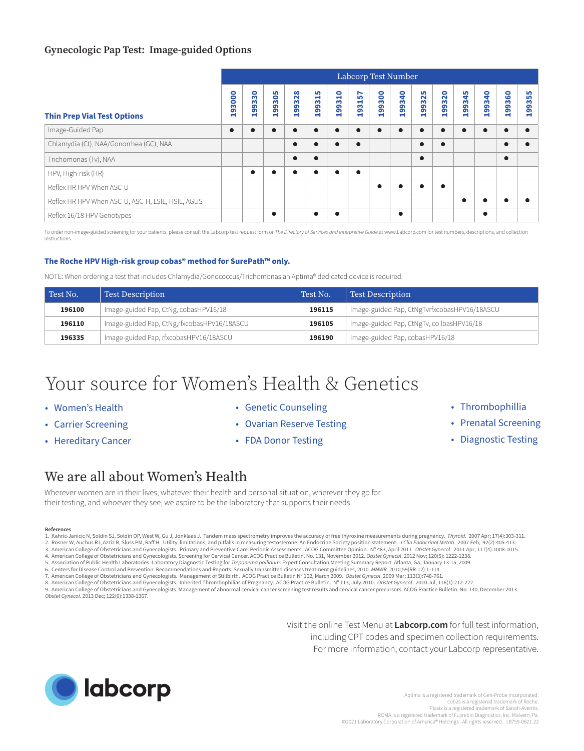## Gynecologic Pap Test: Image-guided Options

| Thin Prep Vial Test Options | Labcorp Test Number | | | | | | | | | | | | | | |
|---|---|---|---|---|---|---|---|---|---|---|---|---|---|---|---|
| | 193000 | 199330 | 199305 | 199328 | 199315 | 199310 | 193157 | 199300 | 199340 | 199325 | 199320 | 199345 | 199340 | 199360 | 199355 |
| Image-Guided Pap | ● | ● | ● | ● | ● | ● | ● | ● | ● | ● | ● | ● | ● | ● | ● |
| Chlamydia (Ct), NAA/Gonorrhea (GC), NAA | | | | ● | ● | ● | ● | | | ● | ● | | | ● | ● |
| Trichomonas (Tv), NAA | | | | ● | ● | | | | | ● | | | | ● | |
| HPV, High-risk (HR) | | ● | ● | ● | ● | ● | ● | | | | | | | | |
| Reflex HR HPV When ASC-U | | | | | | | | ● | ● | ● | ● | | | | |
| Reflex HR HPV When ASC-U, ASC-H, LSIL, HSIL, AGUS | | | | | | | | | | | | ● | ● | ● | ● |
| Reflex 16/18 HPV Genotypes | | | ● | | ● | ● | | | ● | | | | ● | | |

To order non-image-guided screening for your patients, please consult the Labcorp test request form or *The Directory of Services and Interpretive Guide* at www.Labcorp.com for test numbers, descriptions, and collection instructions.

**The Roche HPV High-risk group cobas® method for SurePath™ only.**

NOTE: When ordering a test that includes Chlamydia/Gonococcus/Trichomonas an Aptima® dedicated device is required.

| Test No. | Test Description | Test No. | Test Description |
|---|---|---|---|
| **196100** | Image-guided Pap, CtNg, cobasHPV16/18 | **196115** | Image-guided Pap, CtNgTvrfxcobasHPV16/18ASCU |
| **196110** | Image-guided Pap, CtNg,rfxcobasHPV16/18ASCU | **196105** | Image-guided Pap, CtNgTv, co lbasHPV16/18 |
| **196335** | Image-guided Pap, rfxcobasHPV16/18ASCU | **196190** | Image-guided Pap, cobasHPV16/18 |

# Your source for Women's Health & Genetics

- Women's Health
- Carrier Screening
- Hereditary Cancer
- Genetic Counseling
- Ovarian Reserve Testing
- FDA Donor Testing
- Thrombophillia
- Prenatal Screening
- Diagnostic Testing

## We are all about Women's Health

Wherever women are in their lives, whatever their health and personal situation, wherever they go for their testing, and whoever they see, we aspire to be the laboratory that supports their needs.

**References**

1. Kahric-Janicic N, Soldin SJ, Soldin OP, West W, Gu J, Jonklaas J. Tandem mass spectrometry improves the accuracy of free thyroxine measurements during pregnancy. *Thyroid*. 2007 Apr; 17(4):303-311.
2. Rosner W, Auchus RJ, Azziz R, Sluss PM, Raff H. Utility, limitations, and pitfalls in measuring testosterone: An Endocrine Society position statement. *J Clin Endocrinol Metab*. 2007 Feb; 92(2):405-413.
3. American College of Obstetricians and Gynecologists. Primary and Preventive Care: Periodic Assessments. ACOG Committee Opinion. N° 483, April 2011. *Obstet Gynecol*. 2011 Apr; 117(4):1008-1015.
4. American College of Obstetricians and Gynecologists. Screening for Cervical Cancer. ACOG Practice Bulletin. No. 131, November 2012. *Obstet Gynecol*. 2012 Nov; 120(5): 1222-1238.
5. Association of Public Health Laboratories. Laboratory Diagnostic Testing for *Treponema pallidum*: Expert Consultation Meeting Summary Report. Atlanta, Ga, January 13-15, 2009.
6. Centers for Disease Control and Prevention. Recommendations and Reports: Sexually transmitted diseases treatment guidelines, 2010. *MMWR*. 2010;59(RR-12):1-114.
7. American College of Obstetricians and Gynecologists. Management of Stillbirth. ACOG Practice Bulletin N° 102, March 2009. *Obstet Gynecol*. 2009 Mar; 113(3):748-761.
8. American College of Obstetricians and Gynecologists. Inherited Thrombophilias of Pregnancy. ACOG Practice Bulletin. N° 113, July 2010. *Obstet Gynecol*. 2010 Jul; 116(1):212-222.
9. American College of Obstetricians and Gynecologists. Management of abnormal cervical cancer screening test results and cervical cancer precursors. ACOG Practice Bulletin. No. 140, December 2013. *Obstet Gynecol*. 2013 Dec; 122(6):1338-1367.

Visit the online Test Menu at **Labcorp.com** for full test information, including CPT codes and specimen collection requirements. For more information, contact your Labcorp representative.

labcorp

Aptima is a registered trademark of Gen-Probe Incorporated.
cobas is a registered trademark of Roche.
Plavix is a registered trademark of Sanofi-Aventis.
ROMA is a registered trademark of Fujirebio Diagnostics, Inc. Malvern, Pa.
©2021 Laboratory Corporation of America® Holdings All rights reserved. L8759-0621-22